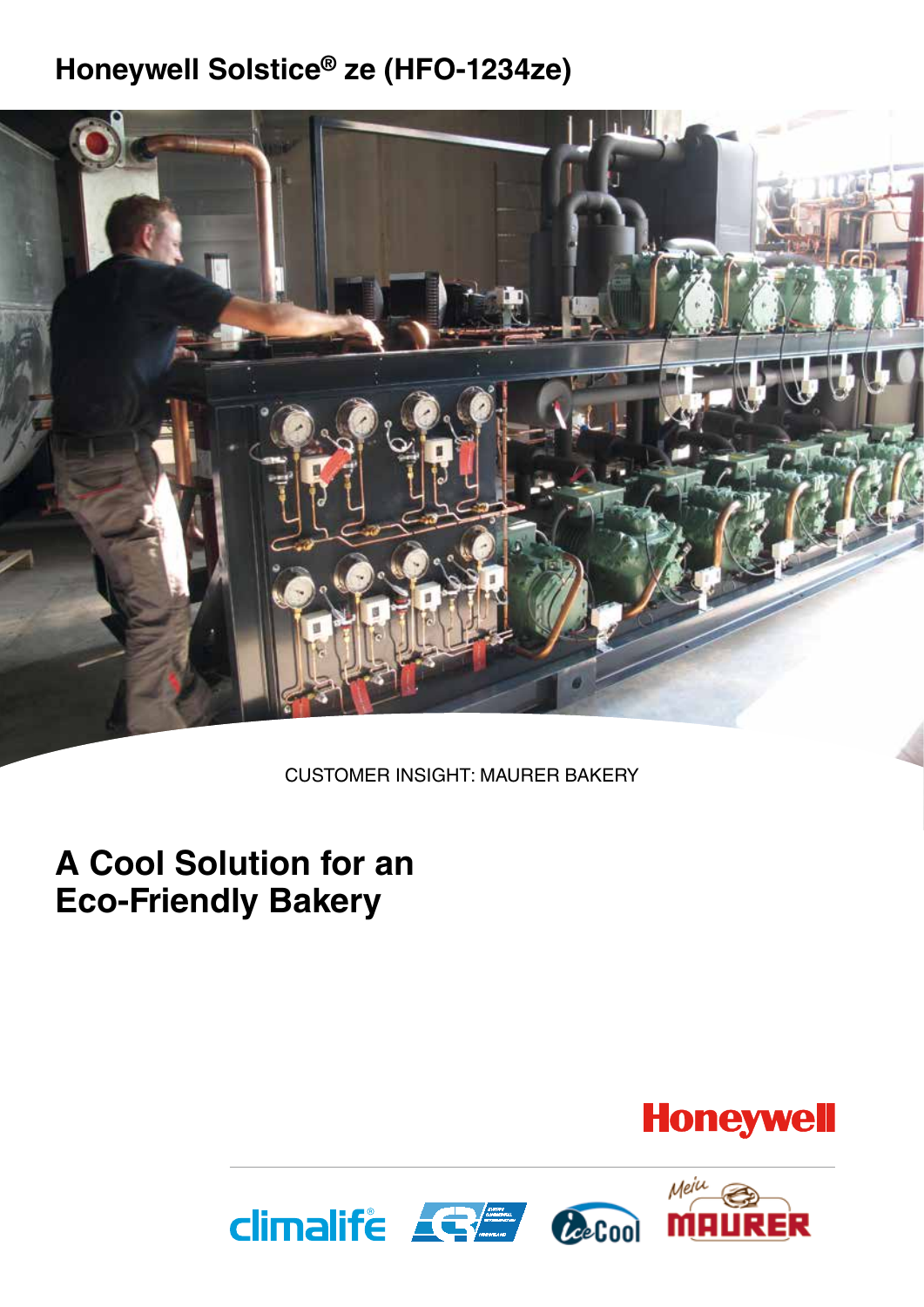# Honeywell Solstice® ze (HFO-1234ze)

CUSTOMER INSIGHT: MAURER BAKERY

## A Cool Solution for an Eco-Friendly Bakery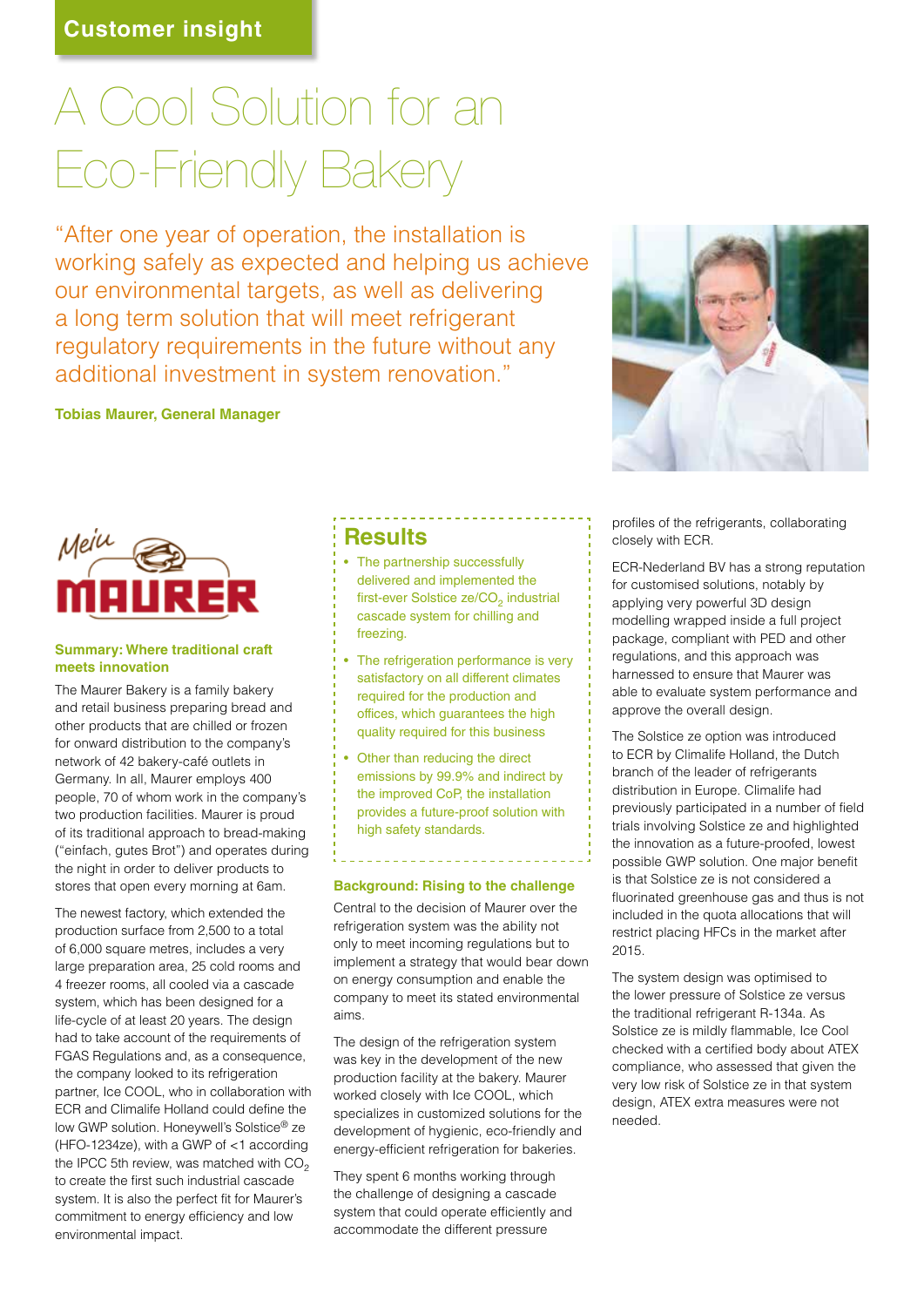Customer insight

# A Cool Solution for an Eco-Friendly Bakery

"After one year of operation, the installation is working safely as expected and helping us achieve our environmental targets, as well as delivering a long term solution that will meet refrigerant regulatory requirements in the future without any additional investment in system renovation."

**Tobias Maurer, General Manager**

### Summary: Where traditional craft meets innovation

The Maurer Bakery is a family bakery and retail business preparing bread and other products that are chilled or frozen for onward distribution to the company's network of 42 bakery-café outlets in Germany. In all, Maurer employs 400 people, 70 of whom work in the company's two production facilities. Maurer is proud of its traditional approach to bread-making ("einfach, gutes Brot") and operates during the night in order to deliver products to stores that open every morning at 6am.

The newest factory, which extended the production surface from 2,500 to a total of 6,000 square metres, includes a very large preparation area, 25 cold rooms and 4 freezer rooms, all cooled via a cascade system, which has been designed for a life-cycle of at least 20 years. The design had to take account of the requirements of FGAS Regulations and, as a consequence, the company looked to its refrigeration partner, Ice COOL, who in collaboration with ECR and Climalife Holland could define the low GWP solution. Honeywell's Solstice® ze (HFO-1234ze), with a GWP of <1 according the IPCC 5th review, was matched with $CO_2$ to create the first such industrial cascade system. It is also the perfect fit for Maurer's commitment to energy efficiency and low environmental impact.

## Results

- The partnership successfully delivered and implemented the first-ever Solstice ze/$CO_2$ industrial cascade system for chilling and freezing.
- The refrigeration performance is very satisfactory on all different climates required for the production and offices, which guarantees the high quality required for this business
- Other than reducing the direct emissions by 99.9% and indirect by the improved CoP, the installation provides a future-proof solution with high safety standards.

### Background: Rising to the challenge

Central to the decision of Maurer over the refrigeration system was the ability not only to meet incoming regulations but to implement a strategy that would bear down on energy consumption and enable the company to meet its stated environmental aims.

The design of the refrigeration system was key in the development of the new production facility at the bakery. Maurer worked closely with Ice COOL, which specializes in customized solutions for the development of hygienic, eco-friendly and energy-efficient refrigeration for bakeries.

They spent 6 months working through the challenge of designing a cascade system that could operate efficiently and accommodate the different pressure profiles of the refrigerants, collaborating closely with ECR.

ECR-Nederland BV has a strong reputation for customised solutions, notably by applying very powerful 3D design modelling wrapped inside a full project package, compliant with PED and other regulations, and this approach was harnessed to ensure that Maurer was able to evaluate system performance and approve the overall design.

The Solstice ze option was introduced to ECR by Climalife Holland, the Dutch branch of the leader of refrigerants distribution in Europe. Climalife had previously participated in a number of field trials involving Solstice ze and highlighted the innovation as a future-proofed, lowest possible GWP solution. One major benefit is that Solstice ze is not considered a fluorinated greenhouse gas and thus is not included in the quota allocations that will restrict placing HFCs in the market after 2015.

The system design was optimised to the lower pressure of Solstice ze versus the traditional refrigerant R-134a. As Solstice ze is mildly flammable, Ice Cool checked with a certified body about ATEX compliance, who assessed that given the very low risk of Solstice ze in that system design, ATEX extra measures were not needed.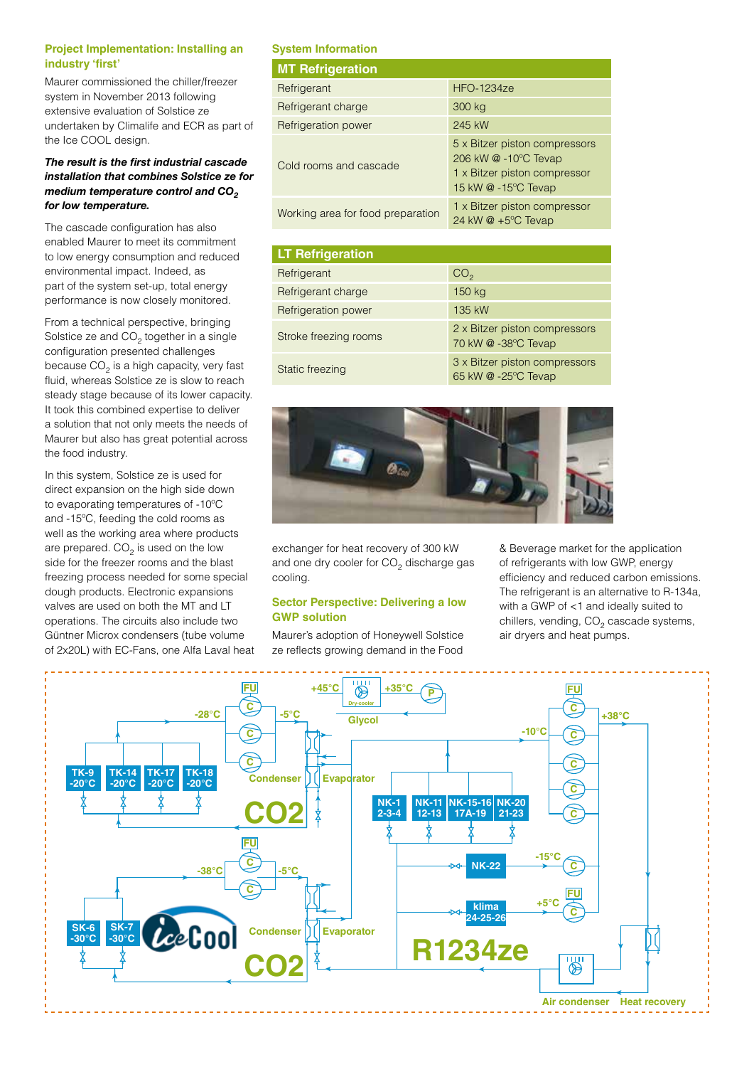## Project Implementation: Installing an industry 'first'

Maurer commissioned the chiller/freezer system in November 2013 following extensive evaluation of Solstice ze undertaken by Climalife and ECR as part of the Ice COOL design.

***The result is the first industrial cascade installation that combines Solstice ze for medium temperature control and $CO_2$ for low temperature.***

The cascade configuration has also enabled Maurer to meet its commitment to low energy consumption and reduced environmental impact. Indeed, as part of the system set-up, total energy performance is now closely monitored.

From a technical perspective, bringing Solstice ze and $CO_2$ together in a single configuration presented challenges because $CO_2$ is a high capacity, very fast fluid, whereas Solstice ze is slow to reach steady stage because of its lower capacity. It took this combined expertise to deliver a solution that not only meets the needs of Maurer but also has great potential across the food industry.

In this system, Solstice ze is used for direct expansion on the high side down to evaporating temperatures of -10ºC and -15ºC, feeding the cold rooms as well as the working area where products are prepared. $CO_2$ is used on the low side for the freezer rooms and the blast freezing process needed for some special dough products. Electronic expansions valves are used on both the MT and LT operations. The circuits also include two Güntner Microx condensers (tube volume of 2x20L) with EC-Fans, one Alfa Laval heat exchanger for heat recovery of 300 kW and one dry cooler for $CO_2$ discharge gas cooling.

## System Information

| MT Refrigeration | |
|---|---|
| Refrigerant | HFO-1234ze |
| Refrigerant charge | 300 kg |
| Refrigeration power | 245 kW |
| Cold rooms and cascade | 5 x Bitzer piston compressors 206 kW @ -10ºC Tevap<br>1 x Bitzer piston compressor 15 kW @ -15ºC Tevap |
| Working area for food preparation | 1 x Bitzer piston compressor 24 kW @ +5ºC Tevap |

| LT Refrigeration | |
|---|---|
| Refrigerant | $CO_2$ |
| Refrigerant charge | 150 kg |
| Refrigeration power | 135 kW |
| Stroke freezing rooms | 2 x Bitzer piston compressors 70 kW @ -38ºC Tevap |
| Static freezing | 3 x Bitzer piston compressors 65 kW @ -25ºC Tevap |

## Sector Perspective: Delivering a low GWP solution

Maurer's adoption of Honeywell Solstice ze reflects growing demand in the Food & Beverage market for the application of refrigerants with low GWP, energy efficiency and reduced carbon emissions. The refrigerant is an alternative to R-134a, with a GWP of <1 and ideally suited to chillers, vending, $CO_2$ cascade systems, air dryers and heat pumps.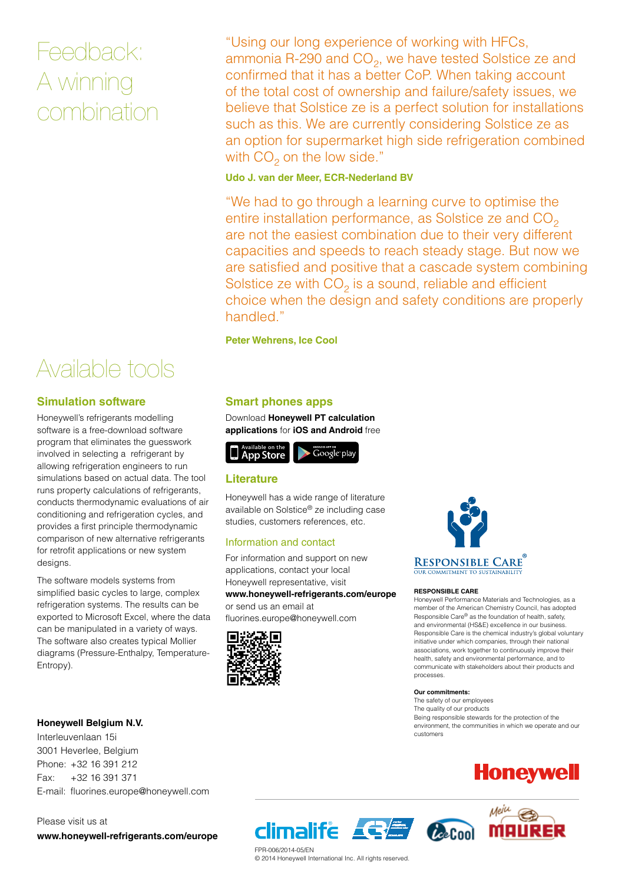# Feedback: A winning combination

"Using our long experience of working with HFCs, ammonia R-290 and $CO_2$, we have tested Solstice ze and confirmed that it has a better CoP. When taking account of the total cost of ownership and failure/safety issues, we believe that Solstice ze is a perfect solution for installations such as this. We are currently considering Solstice ze as an option for supermarket high side refrigeration combined with $CO_2$ on the low side."

**Udo J. van der Meer, ECR-Nederland BV**

"We had to go through a learning curve to optimise the entire installation performance, as Solstice ze and $CO_2$ are not the easiest combination due to their very different capacities and speeds to reach steady stage. But now we are satisfied and positive that a cascade system combining Solstice ze with $CO_2$ is a sound, reliable and efficient choice when the design and safety conditions are properly handled."

**Peter Wehrens, Ice Cool**

# Available tools

## Simulation software

Honeywell's refrigerants modelling software is a free-download software program that eliminates the guesswork involved in selecting a refrigerant by allowing refrigeration engineers to run simulations based on actual data. The tool runs property calculations of refrigerants, conducts thermodynamic evaluations of air conditioning and refrigeration cycles, and provides a first principle thermodynamic comparison of new alternative refrigerants for retrofit applications or new system designs.

The software models systems from simplified basic cycles to large, complex refrigeration systems. The results can be exported to Microsoft Excel, where the data can be manipulated in a variety of ways. The software also creates typical Mollier diagrams (Pressure-Enthalpy, Temperature-Entropy).

## Smart phones apps

Download **Honeywell PT calculation applications** for **iOS and Android** free

Available on the App Store

Android app on Google play

## Literature

Honeywell has a wide range of literature available on Solstice® ze including case studies, customers references, etc.

### Information and contact

For information and support on new applications, contact your local Honeywell representative, visit **www.honeywell-refrigerants.com/europe** or send us an email at fluorines.europe@honeywell.com

RESPONSIBLE CARE®
OUR COMMITMENT TO SUSTAINABILITY

**RESPONSIBLE CARE**

Honeywell Performance Materials and Technologies, as a member of the American Chemistry Council, has adopted Responsible Care® as the foundation of health, safety, and environmental (HS&E) excellence in our business. Responsible Care is the chemical industry's global voluntary initiative under which companies, through their national associations, work together to continuously improve their health, safety and environmental performance, and to communicate with stakeholders about their products and processes.

**Our commitments:**

The safety of our employees
The quality of our products
Being responsible stewards for the protection of the environment, the communities in which we operate and our customers

**Honeywell Belgium N.V.**
Interleuvenlaan 15i
3001 Heverlee, Belgium
Phone: +32 16 391 212
Fax: +32 16 391 371
E-mail: fluorines.europe@honeywell.com

Please visit us at
**www.honeywell-refrigerants.com/europe**

Honeywell

climalife  IceCool  Mein MAURER

FPR-006/2014-05/EN
© 2014 Honeywell International Inc. All rights reserved.